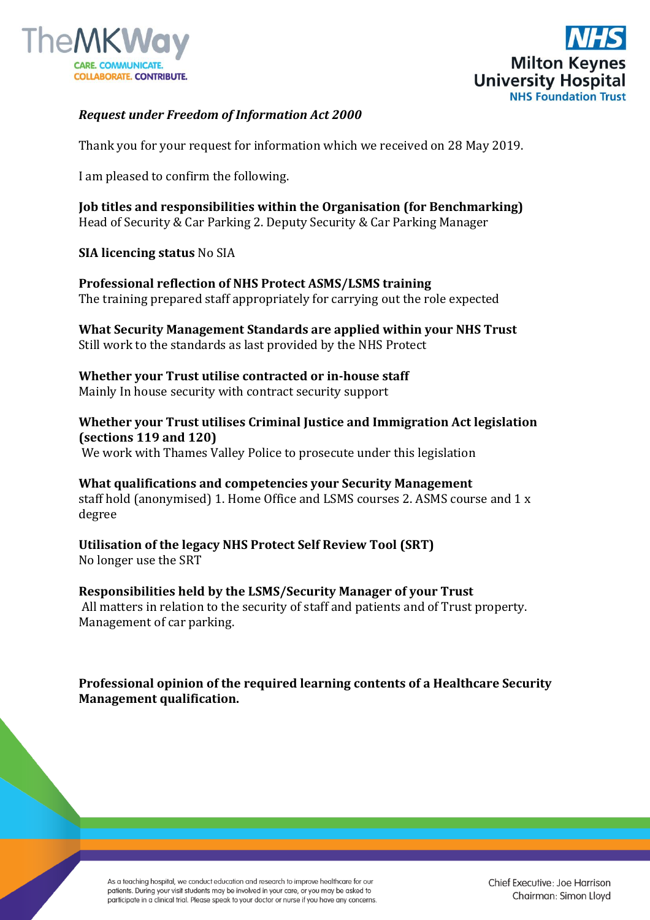*Request under Freedom of Information Act 2000*

Thank you for your request for information which we received on 28 May 2019.

I am pleased to confirm the following.

**Job titles and responsibilities within the Organisation (for Benchmarking)**
Head of Security & Car Parking 2. Deputy Security & Car Parking Manager

**SIA licencing status** No SIA

**Professional reflection of NHS Protect ASMS/LSMS training**
The training prepared staff appropriately for carrying out the role expected

**What Security Management Standards are applied within your NHS Trust**
Still work to the standards as last provided by the NHS Protect

**Whether your Trust utilise contracted or in-house staff**
Mainly In house security with contract security support

**Whether your Trust utilises Criminal Justice and Immigration Act legislation (sections 119 and 120)**
We work with Thames Valley Police to prosecute under this legislation

**What qualifications and competencies your Security Management** staff hold (anonymised) 1. Home Office and LSMS courses 2. ASMS course and 1 x degree

**Utilisation of the legacy NHS Protect Self Review Tool (SRT)**
No longer use the SRT

**Responsibilities held by the LSMS/Security Manager of your Trust**
All matters in relation to the security of staff and patients and of Trust property. Management of car parking.

**Professional opinion of the required learning contents of a Healthcare Security Management qualification.**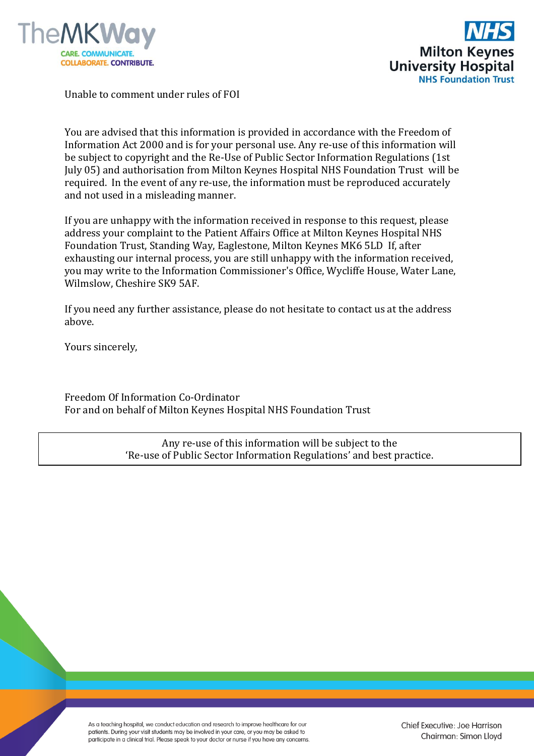Unable to comment under rules of FOI

You are advised that this information is provided in accordance with the Freedom of Information Act 2000 and is for your personal use. Any re-use of this information will be subject to copyright and the Re-Use of Public Sector Information Regulations (1st July 05) and authorisation from Milton Keynes Hospital NHS Foundation Trust will be required. In the event of any re-use, the information must be reproduced accurately and not used in a misleading manner.

If you are unhappy with the information received in response to this request, please address your complaint to the Patient Affairs Office at Milton Keynes Hospital NHS Foundation Trust, Standing Way, Eaglestone, Milton Keynes MK6 5LD If, after exhausting our internal process, you are still unhappy with the information received, you may write to the Information Commissioner's Office, Wycliffe House, Water Lane, Wilmslow, Cheshire SK9 5AF.

If you need any further assistance, please do not hesitate to contact us at the address above.

Yours sincerely,

Freedom Of Information Co-Ordinator
For and on behalf of Milton Keynes Hospital NHS Foundation Trust

| |
|---|
| Any re-use of this information will be subject to the 'Re-use of Public Sector Information Regulations' and best practice. |